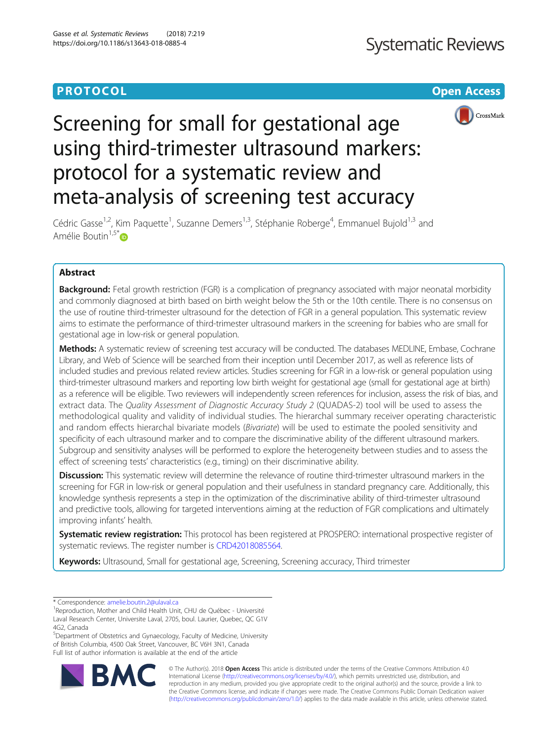PROTOCOL

Open Access

# Screening for small for gestational age using third-trimester ultrasound markers: protocol for a systematic review and meta-analysis of screening test accuracy

Cédric Gasse[1,2], Kim Paquette[1], Suzanne Demers[1,3], Stéphanie Roberge[4], Emmanuel Bujold[1,3] and Amélie Boutin[1,5*]

## Abstract

**Background:** Fetal growth restriction (FGR) is a complication of pregnancy associated with major neonatal morbidity and commonly diagnosed at birth based on birth weight below the 5th or the 10th centile. There is no consensus on the use of routine third-trimester ultrasound for the detection of FGR in a general population. This systematic review aims to estimate the performance of third-trimester ultrasound markers in the screening for babies who are small for gestational age in low-risk or general population.

**Methods:** A systematic review of screening test accuracy will be conducted. The databases MEDLINE, Embase, Cochrane Library, and Web of Science will be searched from their inception until December 2017, as well as reference lists of included studies and previous related review articles. Studies screening for FGR in a low-risk or general population using third-trimester ultrasound markers and reporting low birth weight for gestational age (small for gestational age at birth) as a reference will be eligible. Two reviewers will independently screen references for inclusion, assess the risk of bias, and extract data. The *Quality Assessment of Diagnostic Accuracy Study 2* (QUADAS-2) tool will be used to assess the methodological quality and validity of individual studies. The hierarchal summary receiver operating characteristic and random effects hierarchal bivariate models (*Bivariate*) will be used to estimate the pooled sensitivity and specificity of each ultrasound marker and to compare the discriminative ability of the different ultrasound markers. Subgroup and sensitivity analyses will be performed to explore the heterogeneity between studies and to assess the effect of screening tests' characteristics (e.g., timing) on their discriminative ability.

**Discussion:** This systematic review will determine the relevance of routine third-trimester ultrasound markers in the screening for FGR in low-risk or general population and their usefulness in standard pregnancy care. Additionally, this knowledge synthesis represents a step in the optimization of the discriminative ability of third-trimester ultrasound and predictive tools, allowing for targeted interventions aiming at the reduction of FGR complications and ultimately improving infants' health.

**Systematic review registration:** This protocol has been registered at PROSPERO: international prospective register of systematic reviews. The register number is CRD42018085564.

**Keywords:** Ultrasound, Small for gestational age, Screening, Screening accuracy, Third trimester

---

\* Correspondence: amelie.boutin.2@ulaval.ca

[1]Reproduction, Mother and Child Health Unit, CHU de Québec - Université Laval Research Center, Universite Laval, 2705, boul. Laurier, Quebec, QC G1V 4G2, Canada

[5]Department of Obstetrics and Gynaecology, Faculty of Medicine, University of British Columbia, 4500 Oak Street, Vancouver, BC V6H 3N1, Canada

Full list of author information is available at the end of the article

© The Author(s). 2018 **Open Access** This article is distributed under the terms of the Creative Commons Attribution 4.0 International License (http://creativecommons.org/licenses/by/4.0/), which permits unrestricted use, distribution, and reproduction in any medium, provided you give appropriate credit to the original author(s) and the source, provide a link to the Creative Commons license, and indicate if changes were made. The Creative Commons Public Domain Dedication waiver (http://creativecommons.org/publicdomain/zero/1.0/) applies to the data made available in this article, unless otherwise stated.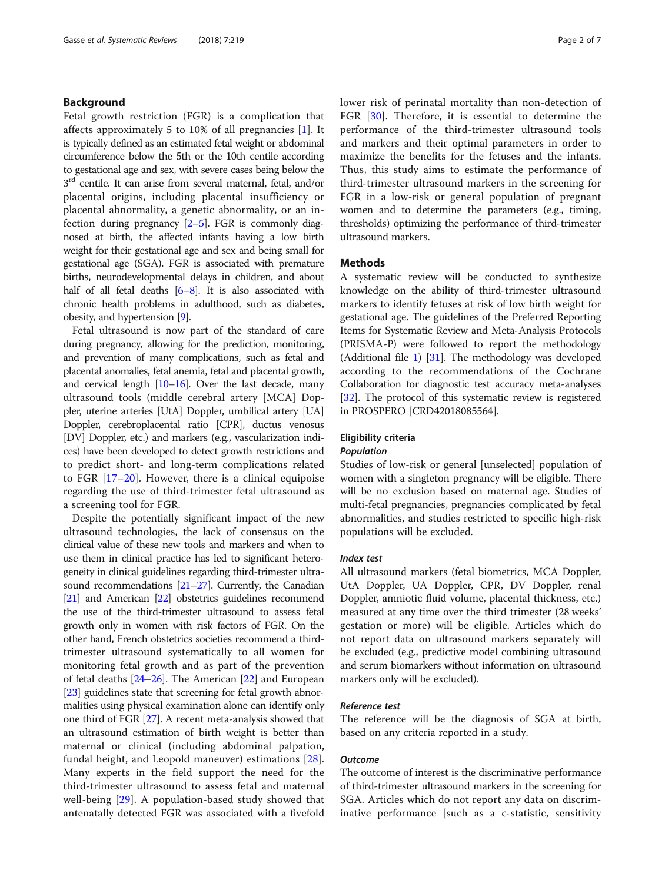## Background

Fetal growth restriction (FGR) is a complication that affects approximately 5 to 10% of all pregnancies [1]. It is typically defined as an estimated fetal weight or abdominal circumference below the 5th or the 10th centile according to gestational age and sex, with severe cases being below the 3rd centile. It can arise from several maternal, fetal, and/or placental origins, including placental insufficiency or placental abnormality, a genetic abnormality, or an infection during pregnancy [2–5]. FGR is commonly diagnosed at birth, the affected infants having a low birth weight for their gestational age and sex and being small for gestational age (SGA). FGR is associated with premature births, neurodevelopmental delays in children, and about half of all fetal deaths [6–8]. It is also associated with chronic health problems in adulthood, such as diabetes, obesity, and hypertension [9].

Fetal ultrasound is now part of the standard of care during pregnancy, allowing for the prediction, monitoring, and prevention of many complications, such as fetal and placental anomalies, fetal anemia, fetal and placental growth, and cervical length [10–16]. Over the last decade, many ultrasound tools (middle cerebral artery [MCA] Doppler, uterine arteries [UtA] Doppler, umbilical artery [UA] Doppler, cerebroplacental ratio [CPR], ductus venosus [DV] Doppler, etc.) and markers (e.g., vascularization indices) have been developed to detect growth restrictions and to predict short- and long-term complications related to FGR [17–20]. However, there is a clinical equipoise regarding the use of third-trimester fetal ultrasound as a screening tool for FGR.

Despite the potentially significant impact of the new ultrasound technologies, the lack of consensus on the clinical value of these new tools and markers and when to use them in clinical practice has led to significant heterogeneity in clinical guidelines regarding third-trimester ultrasound recommendations [21–27]. Currently, the Canadian [21] and American [22] obstetrics guidelines recommend the use of the third-trimester ultrasound to assess fetal growth only in women with risk factors of FGR. On the other hand, French obstetrics societies recommend a third-trimester ultrasound systematically to all women for monitoring fetal growth and as part of the prevention of fetal deaths [24–26]. The American [22] and European [23] guidelines state that screening for fetal growth abnormalities using physical examination alone can identify only one third of FGR [27]. A recent meta-analysis showed that an ultrasound estimation of birth weight is better than maternal or clinical (including abdominal palpation, fundal height, and Leopold maneuver) estimations [28]. Many experts in the field support the need for the third-trimester ultrasound to assess fetal and maternal well-being [29]. A population-based study showed that antenatally detected FGR was associated with a fivefold lower risk of perinatal mortality than non-detection of FGR [30]. Therefore, it is essential to determine the performance of the third-trimester ultrasound tools and markers and their optimal parameters in order to maximize the benefits for the fetuses and the infants. Thus, this study aims to estimate the performance of third-trimester ultrasound markers in the screening for FGR in a low-risk or general population of pregnant women and to determine the parameters (e.g., timing, thresholds) optimizing the performance of third-trimester ultrasound markers.

## Methods

A systematic review will be conducted to synthesize knowledge on the ability of third-trimester ultrasound markers to identify fetuses at risk of low birth weight for gestational age. The guidelines of the Preferred Reporting Items for Systematic Review and Meta-Analysis Protocols (PRISMA-P) were followed to report the methodology (Additional file 1) [31]. The methodology was developed according to the recommendations of the Cochrane Collaboration for diagnostic test accuracy meta-analyses [32]. The protocol of this systematic review is registered in PROSPERO [CRD42018085564].

### Eligibility criteria

#### *Population*

Studies of low-risk or general [unselected] population of women with a singleton pregnancy will be eligible. There will be no exclusion based on maternal age. Studies of multi-fetal pregnancies, pregnancies complicated by fetal abnormalities, and studies restricted to specific high-risk populations will be excluded.

#### *Index test*

All ultrasound markers (fetal biometrics, MCA Doppler, UtA Doppler, UA Doppler, CPR, DV Doppler, renal Doppler, amniotic fluid volume, placental thickness, etc.) measured at any time over the third trimester (28 weeks' gestation or more) will be eligible. Articles which do not report data on ultrasound markers separately will be excluded (e.g., predictive model combining ultrasound and serum biomarkers without information on ultrasound markers only will be excluded).

#### *Reference test*

The reference will be the diagnosis of SGA at birth, based on any criteria reported in a study.

#### *Outcome*

The outcome of interest is the discriminative performance of third-trimester ultrasound markers in the screening for SGA. Articles which do not report any data on discriminative performance [such as a c-statistic, sensitivity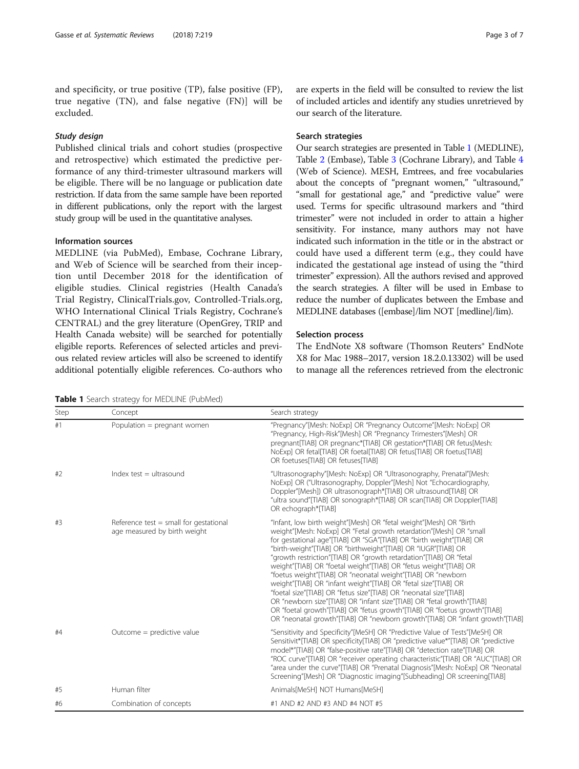and specificity, or true positive (TP), false positive (FP), true negative (TN), and false negative (FN)] will be excluded.

#### *Study design*

Published clinical trials and cohort studies (prospective and retrospective) which estimated the predictive performance of any third-trimester ultrasound markers will be eligible. There will be no language or publication date restriction. If data from the same sample have been reported in different publications, only the report with the largest study group will be used in the quantitative analyses.

### Information sources

MEDLINE (via PubMed), Embase, Cochrane Library, and Web of Science will be searched from their inception until December 2018 for the identification of eligible studies. Clinical registries (Health Canada's Trial Registry, ClinicalTrials.gov, Controlled-Trials.org, WHO International Clinical Trials Registry, Cochrane's CENTRAL) and the grey literature (OpenGrey, TRIP and Health Canada website) will be searched for potentially eligible reports. References of selected articles and previous related review articles will also be screened to identify additional potentially eligible references. Co-authors who are experts in the field will be consulted to review the list of included articles and identify any studies unretrieved by our search of the literature.

### Search strategies

Our search strategies are presented in Table 1 (MEDLINE), Table 2 (Embase), Table 3 (Cochrane Library), and Table 4 (Web of Science). MESH, Emtrees, and free vocabularies about the concepts of "pregnant women," "ultrasound," "small for gestational age," and "predictive value" were used. Terms for specific ultrasound markers and "third trimester" were not included in order to attain a higher sensitivity. For instance, many authors may not have indicated such information in the title or in the abstract or could have used a different term (e.g., they could have indicated the gestational age instead of using the "third trimester" expression). All the authors revised and approved the search strategies. A filter will be used in Embase to reduce the number of duplicates between the Embase and MEDLINE databases ([embase]/lim NOT [medline]/lim).

### Selection process

The EndNote X8 software (Thomson Reuters® EndNote X8 for Mac 1988–2017, version 18.2.0.13302) will be used to manage all the references retrieved from the electronic

**Table 1** Search strategy for MEDLINE (PubMed)

| Step | Concept | Search strategy |
|---|---|---|
| #1 | Population = pregnant women | "Pregnancy"[Mesh: NoExp] OR "Pregnancy Outcome"[Mesh: NoExp] OR "Pregnancy, High-Risk"[Mesh] OR "Pregnancy Trimesters"[Mesh] OR pregnant[TIAB] OR pregnanc*[TIAB] OR gestation*[TIAB] OR fetus[Mesh: NoExp] OR fetal[TIAB] OR foetal[TIAB] OR fetus[TIAB] OR foetus[TIAB] OR foetuses[TIAB] OR fetuses[TIAB] |
| #2 | Index test = ultrasound | "Ultrasonography"[Mesh: NoExp] OR "Ultrasonography, Prenatal"[Mesh: NoExp] OR ("Ultrasonography, Doppler"[Mesh] Not "Echocardiography, Doppler"[Mesh]) OR ultrasonograph*[TIAB] OR ultrasound[TIAB] OR "ultra sound"[TIAB] OR sonograph*[TIAB] OR scan[TIAB] OR Doppler[TIAB] OR echograph*[TIAB] |
| #3 | Reference test = small for gestational age measured by birth weight | "Infant, low birth weight"[Mesh] OR "fetal weight"[Mesh] OR "Birth weight"[Mesh: NoExp] OR "Fetal growth retardation"[Mesh] OR "small for gestational age"[TIAB] OR "SGA"[TIAB] OR "birth weight"[TIAB] OR "birth-weight"[TIAB] OR "birthweight"[TIAB] OR "IUGR"[TIAB] OR "growth restriction"[TIAB] OR "growth retardation"[TIAB] OR "fetal weight"[TIAB] OR "foetal weight"[TIAB] OR "fetus weight"[TIAB] OR "foetus weight"[TIAB] OR "neonatal weight"[TIAB] OR "newborn weight"[TIAB] OR "infant weight"[TIAB] OR "fetal size"[TIAB] OR "foetal size"[TIAB] OR "fetus size"[TIAB] OR "neonatal size"[TIAB] OR "newborn size"[TIAB] OR "infant size"[TIAB] OR "fetal growth"[TIAB] OR "foetal growth"[TIAB] OR "fetus growth"[TIAB] OR "foetus growth"[TIAB] OR "neonatal growth"[TIAB] OR "newborn growth"[TIAB] OR "infant growth"[TIAB] |
| #4 | Outcome = predictive value | "Sensitivity and Specificity"[MeSH] OR "Predictive Value of Tests"[MeSH] OR Sensitivit*[TIAB] OR specificity[TIAB] OR "predictive value*"[TIAB] OR "predictive model*"[TIAB] OR "false-positive rate"[TIAB] OR "detection rate"[TIAB] OR "ROC curve"[TIAB] OR "receiver operating characteristic"[TIAB] OR "AUC"[TIAB] OR "area under the curve"[TIAB] OR "Prenatal Diagnosis"[Mesh: NoExp] OR "Neonatal Screening"[Mesh] OR "Diagnostic imaging"[Subheading] OR screening[TIAB] |
| #5 | Human filter | Animals[MeSH] NOT Humans[MeSH] |
| #6 | Combination of concepts | #1 AND #2 AND #3 AND #4 NOT #5 |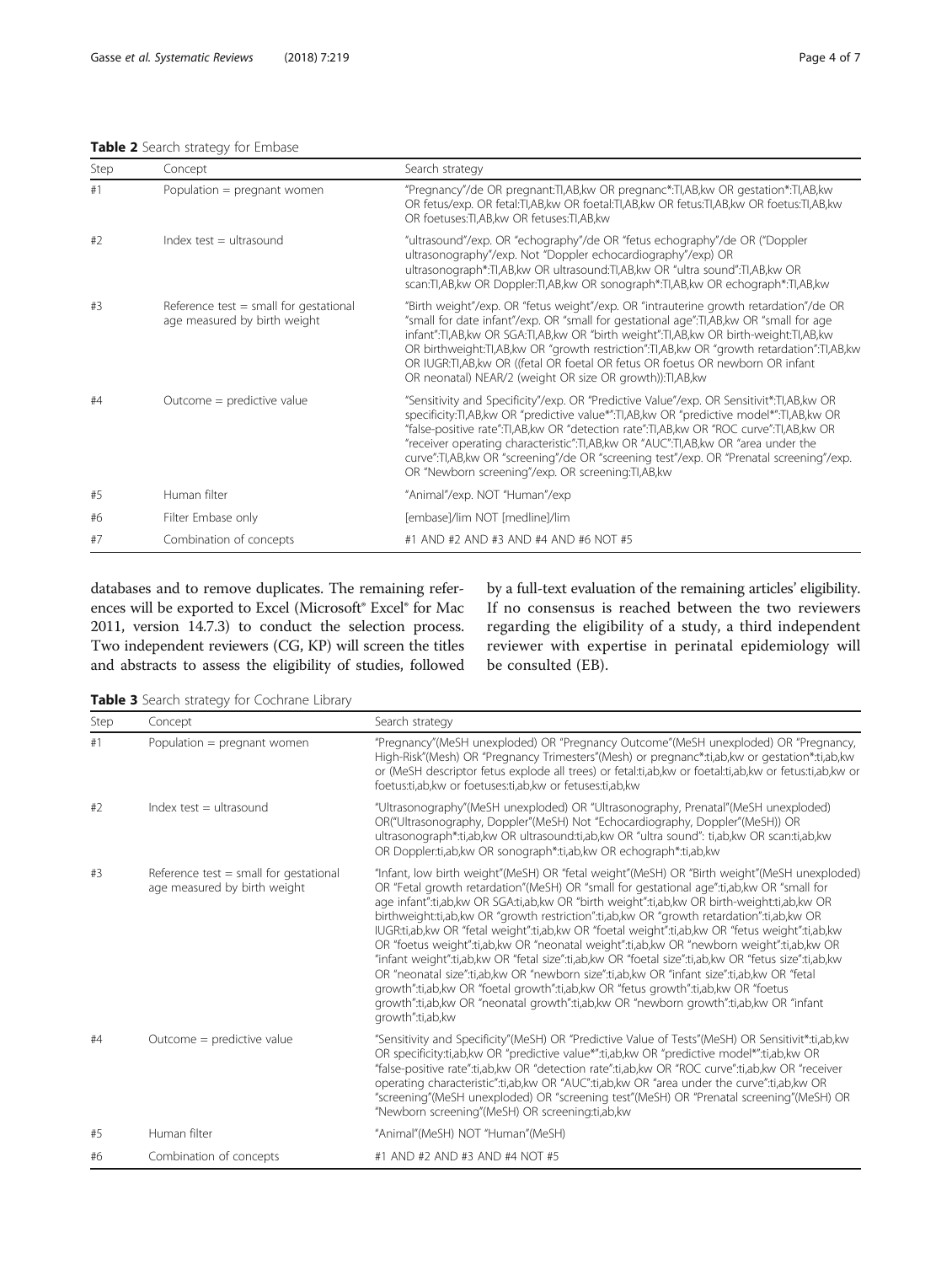**Table 2** Search strategy for Embase

| Step | Concept | Search strategy |
| --- | --- | --- |
| #1 | Population = pregnant women | "Pregnancy"/de OR pregnant:TI,AB,kw OR pregnanc*:TI,AB,kw OR gestation*:TI,AB,kw OR fetus/exp. OR fetal:TI,AB,kw OR foetal:TI,AB,kw OR fetus:TI,AB,kw OR foetus:TI,AB,kw OR foetuses:TI,AB,kw OR fetuses:TI,AB,kw |
| #2 | Index test = ultrasound | "ultrasound"/exp. OR "echography"/de OR "fetus echography"/de OR ("Doppler ultrasonography"/exp) Not "Doppler echocardiography"/exp) OR ultrasonograph*:TI,AB,kw OR ultrasound:TI,AB,kw OR "ultra sound":TI,AB,kw OR scan:TI,AB,kw OR Doppler:TI,AB,kw OR sonograph*:TI,AB,kw OR echograph*:TI,AB,kw |
| #3 | Reference test = small for gestational age measured by birth weight | "Birth weight"/exp. OR "fetus weight"/exp. OR "intrauterine growth retardation"/de OR "small for date infant"/exp. OR "small for gestational age":TI,AB,kw OR "small for age infant":TI,AB,kw OR SGA:TI,AB,kw OR "birth weight":TI,AB,kw OR birth-weight:TI,AB,kw OR birthweight:TI,AB,kw OR "growth restriction":TI,AB,kw OR "growth retardation":TI,AB,kw OR IUGR:TI,AB,kw OR ((fetal OR foetal OR fetus OR foetus OR newborn OR infant OR neonatal) NEAR/2 (weight OR size OR growth)):TI,AB,kw |
| #4 | Outcome = predictive value | "Sensitivity and Specificity"/exp. OR "Predictive Value"/exp. OR Sensitivit*:TI,AB,kw OR specificity:TI,AB,kw OR "predictive value*":TI,AB,kw OR "predictive model*":TI,AB,kw OR "false-positive rate":TI,AB,kw OR "detection rate":TI,AB,kw OR "ROC curve":TI,AB,kw OR "receiver operating characteristic":TI,AB,kw OR "AUC":TI,AB,kw OR "area under the curve":TI,AB,kw OR "screening"/de OR "screening test"/exp. OR "Prenatal screening"/exp. OR "Newborn screening"/exp. OR screening:TI,AB,kw |
| #5 | Human filter | "Animal"/exp. NOT "Human"/exp |
| #6 | Filter Embase only | [embase]/lim NOT [medline]/lim |
| #7 | Combination of concepts | #1 AND #2 AND #3 AND #4 AND #6 NOT #5 |

databases and to remove duplicates. The remaining references will be exported to Excel (Microsoft® Excel® for Mac 2011, version 14.7.3) to conduct the selection process. Two independent reviewers (CG, KP) will screen the titles and abstracts to assess the eligibility of studies, followed by a full-text evaluation of the remaining articles' eligibility. If no consensus is reached between the two reviewers regarding the eligibility of a study, a third independent reviewer with expertise in perinatal epidemiology will be consulted (EB).

**Table 3** Search strategy for Cochrane Library

| Step | Concept | Search strategy |
| --- | --- | --- |
| #1 | Population = pregnant women | "Pregnancy"(MeSH unexploded) OR "Pregnancy Outcome"(MeSH unexploded) OR "Pregnancy, High-Risk"(Mesh) OR "Pregnancy Trimesters"(Mesh) or pregnanc*:ti,ab,kw or gestation*:ti,ab,kw or (MeSH descriptor fetus explode all trees) or fetal:ti,ab,kw or foetal:ti,ab,kw or fetus:ti,ab,kw or foetus:ti,ab,kw or foetuses:ti,ab,kw or fetuses:ti,ab,kw |
| #2 | Index test = ultrasound | "Ultrasonography"(MeSH unexploded) OR "Ultrasonography, Prenatal"(MeSH unexploded) OR("Ultrasonography, Doppler"(MeSH) Not "Echocardiography, Doppler"(MeSH)) OR ultrasonograph*:ti,ab,kw OR ultrasound:ti,ab,kw OR "ultra sound": ti,ab,kw OR scan:ti,ab,kw OR Doppler:ti,ab,kw OR sonograph*:ti,ab,kw OR echograph*:ti,ab,kw |
| #3 | Reference test = small for gestational age measured by birth weight | "Infant, low birth weight"(MeSH) OR "fetal weight"(MeSH) OR "Birth weight"(MeSH unexploded) OR "Fetal growth retardation"(MeSH) OR "small for gestational age":ti,ab,kw OR "small for age infant":ti,ab,kw OR SGA:ti,ab,kw OR "birth weight":ti,ab,kw OR birth-weight:ti,ab,kw OR birthweight:ti,ab,kw OR "growth restriction":ti,ab,kw OR "growth retardation":ti,ab,kw OR IUGR:ti,ab,kw OR "fetal weight":ti,ab,kw OR "foetal weight":ti,ab,kw OR "fetus weight":ti,ab,kw OR "foetus weight":ti,ab,kw OR "neonatal weight":ti,ab,kw OR "newborn weight":ti,ab,kw OR "infant weight":ti,ab,kw OR "fetal size":ti,ab,kw OR "foetal size":ti,ab,kw OR "fetus size":ti,ab,kw OR "neonatal size":ti,ab,kw OR "newborn size":ti,ab,kw OR "infant size":ti,ab,kw OR "fetal growth":ti,ab,kw OR "foetal growth":ti,ab,kw OR "fetus growth":ti,ab,kw OR "foetus growth":ti,ab,kw OR "neonatal growth":ti,ab,kw OR "newborn growth":ti,ab,kw OR "infant growth":ti,ab,kw |
| #4 | Outcome = predictive value | "Sensitivity and Specificity"(MeSH) OR "Predictive Value of Tests"(MeSH) OR Sensitivit*:ti,ab,kw OR specificity:ti,ab,kw OR "predictive value*":ti,ab,kw OR "predictive model*":ti,ab,kw OR "false-positive rate":ti,ab,kw OR "detection rate":ti,ab,kw OR "ROC curve":ti,ab,kw OR "receiver operating characteristic":ti,ab,kw OR "AUC":ti,ab,kw OR "area under the curve":ti,ab,kw OR "screening"(MeSH unexploded) OR "screening test"(MeSH) OR "Prenatal screening"(MeSH) OR "Newborn screening"(MeSH) OR screening:ti,ab,kw |
| #5 | Human filter | "Animal"(MeSH) NOT "Human"(MeSH) |
| #6 | Combination of concepts | #1 AND #2 AND #3 AND #4 NOT #5 |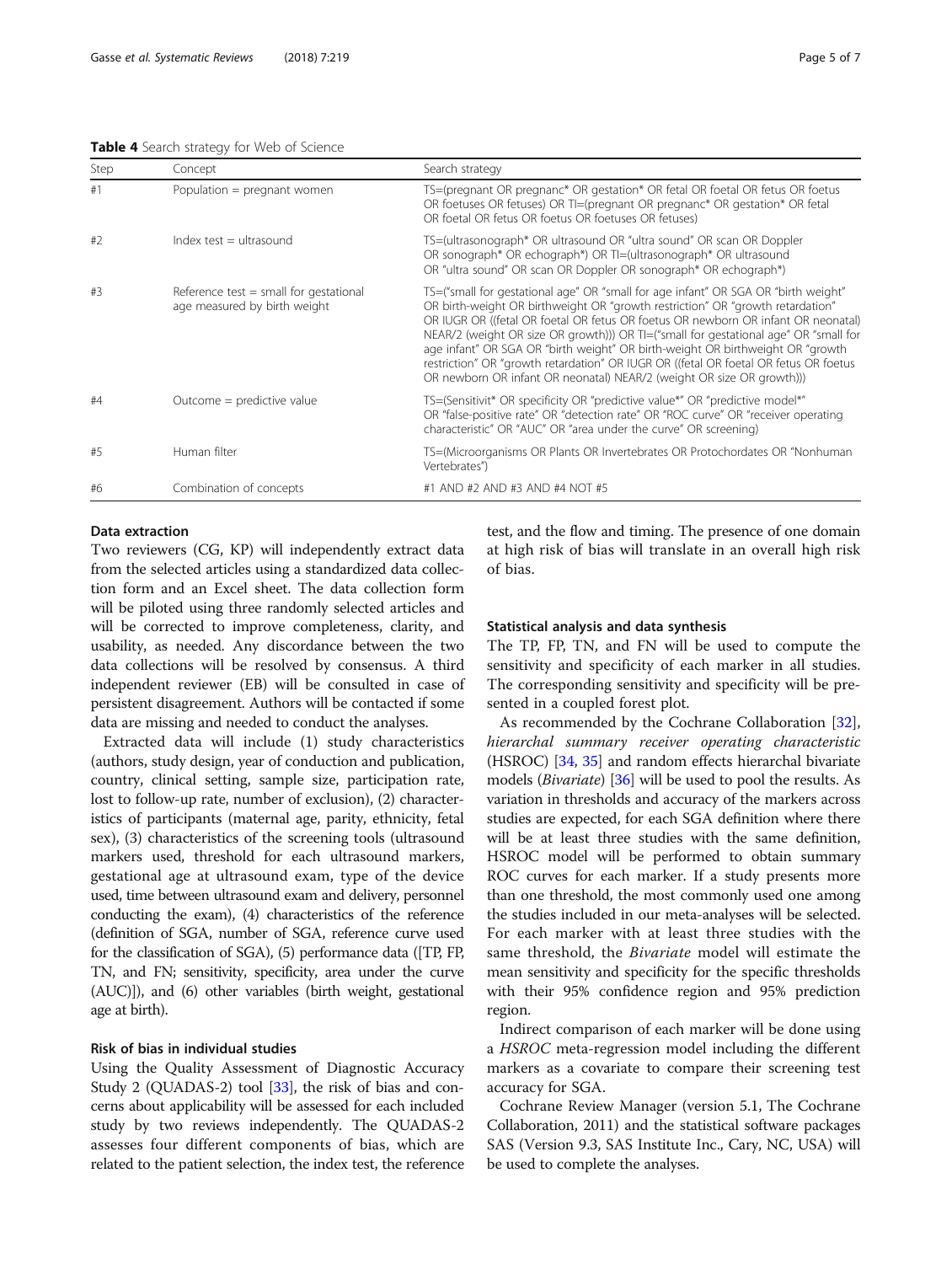**Table 4** Search strategy for Web of Science

| Step | Concept | Search strategy |
|---|---|---|
| #1 | Population = pregnant women | TS=(pregnant OR pregnanc* OR gestation* OR fetal OR foetal OR fetus OR foetus OR foetuses OR fetuses) OR TI=(pregnant OR pregnanc* OR gestation* OR fetal OR foetal OR fetus OR foetus OR foetuses OR fetuses) |
| #2 | Index test = ultrasound | TS=(ultrasonograph* OR ultrasound OR "ultra sound" OR scan OR Doppler OR sonograph* OR echograph*) OR TI=(ultrasonograph* OR ultrasound OR "ultra sound" OR scan OR Doppler OR sonograph* OR echograph*) |
| #3 | Reference test = small for gestational age measured by birth weight | TS=("small for gestational age" OR "small for age infant" OR SGA OR "birth weight" OR birth-weight OR birthweight OR "growth restriction" OR "growth retardation" OR IUGR OR ((fetal OR foetal OR fetus OR foetus OR newborn OR infant OR neonatal) NEAR/2 (weight OR size OR growth))) OR TI=("small for gestational age" OR "small for age infant" OR SGA OR "birth weight" OR birth-weight OR birthweight OR "growth restriction" OR "growth retardation" OR IUGR OR ((fetal OR foetal OR fetus OR foetus OR newborn OR infant OR neonatal) NEAR/2 (weight OR size OR growth))) |
| #4 | Outcome = predictive value | TS=(Sensitivit* OR specificity OR "predictive value*" OR "predictive model*" OR "false-positive rate" OR "detection rate" OR "ROC curve" OR "receiver operating characteristic" OR "AUC" OR "area under the curve" OR screening) |
| #5 | Human filter | TS=(Microorganisms OR Plants OR Invertebrates OR Protochordates OR "Nonhuman Vertebrates") |
| #6 | Combination of concepts | #1 AND #2 AND #3 AND #4 NOT #5 |

### Data extraction

Two reviewers (CG, KP) will independently extract data from the selected articles using a standardized data collection form and an Excel sheet. The data collection form will be piloted using three randomly selected articles and will be corrected to improve completeness, clarity, and usability, as needed. Any discordance between the two data collections will be resolved by consensus. A third independent reviewer (EB) will be consulted in case of persistent disagreement. Authors will be contacted if some data are missing and needed to conduct the analyses.

Extracted data will include (1) study characteristics (authors, study design, year of conduction and publication, country, clinical setting, sample size, participation rate, lost to follow-up rate, number of exclusion), (2) characteristics of participants (maternal age, parity, ethnicity, fetal sex), (3) characteristics of the screening tools (ultrasound markers used, threshold for each ultrasound markers, gestational age at ultrasound exam, type of the device used, time between ultrasound exam and delivery, personnel conducting the exam), (4) characteristics of the reference (definition of SGA, number of SGA, reference curve used for the classification of SGA), (5) performance data ([TP, FP, TN, and FN; sensitivity, specificity, area under the curve (AUC)]), and (6) other variables (birth weight, gestational age at birth).

### Risk of bias in individual studies

Using the Quality Assessment of Diagnostic Accuracy Study 2 (QUADAS-2) tool [33], the risk of bias and concerns about applicability will be assessed for each included study by two reviews independently. The QUADAS-2 assesses four different components of bias, which are related to the patient selection, the index test, the reference test, and the flow and timing. The presence of one domain at high risk of bias will translate in an overall high risk of bias.

### Statistical analysis and data synthesis

The TP, FP, TN, and FN will be used to compute the sensitivity and specificity of each marker in all studies. The corresponding sensitivity and specificity will be presented in a coupled forest plot.

As recommended by the Cochrane Collaboration [32], *hierarchal summary receiver operating characteristic* (HSROC) [34, 35] and random effects hierarchal bivariate models (*Bivariate*) [36] will be used to pool the results. As variation in thresholds and accuracy of the markers across studies are expected, for each SGA definition where there will be at least three studies with the same definition, HSROC model will be performed to obtain summary ROC curves for each marker. If a study presents more than one threshold, the most commonly used one among the studies included in our meta-analyses will be selected. For each marker with at least three studies with the same threshold, the *Bivariate* model will estimate the mean sensitivity and specificity for the specific thresholds with their 95% confidence region and 95% prediction region.

Indirect comparison of each marker will be done using a *HSROC* meta-regression model including the different markers as a covariate to compare their screening test accuracy for SGA.

Cochrane Review Manager (version 5.1, The Cochrane Collaboration, 2011) and the statistical software packages SAS (Version 9.3, SAS Institute Inc., Cary, NC, USA) will be used to complete the analyses.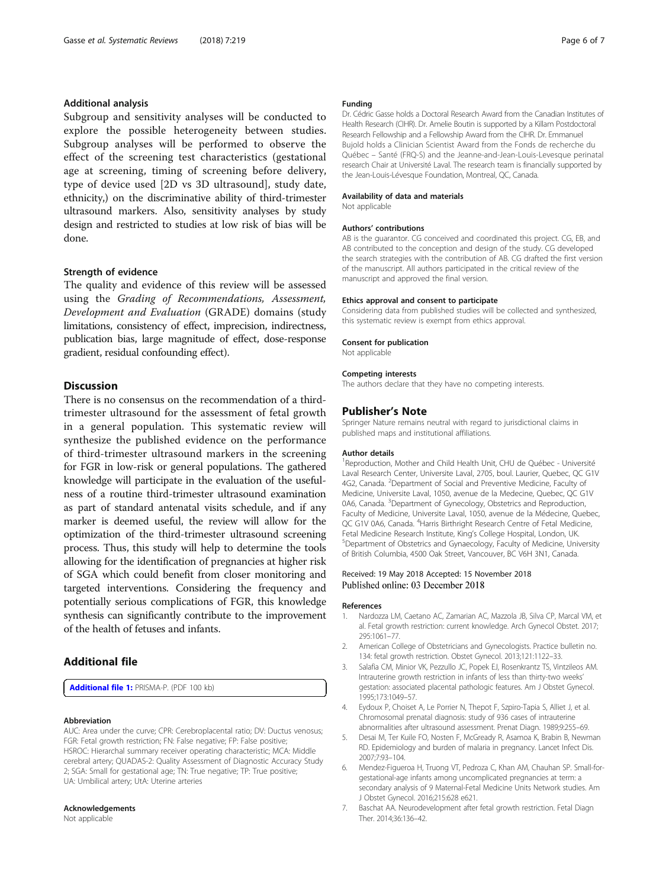### Additional analysis

Subgroup and sensitivity analyses will be conducted to explore the possible heterogeneity between studies. Subgroup analyses will be performed to observe the effect of the screening test characteristics (gestational age at screening, timing of screening before delivery, type of device used [2D vs 3D ultrasound], study date, ethnicity,) on the discriminative ability of third-trimester ultrasound markers. Also, sensitivity analyses by study design and restricted to studies at low risk of bias will be done.

### Strength of evidence

The quality and evidence of this review will be assessed using the *Grading of Recommendations, Assessment, Development and Evaluation* (GRADE) domains (study limitations, consistency of effect, imprecision, indirectness, publication bias, large magnitude of effect, dose-response gradient, residual confounding effect).

## Discussion

There is no consensus on the recommendation of a third-trimester ultrasound for the assessment of fetal growth in a general population. This systematic review will synthesize the published evidence on the performance of third-trimester ultrasound markers in the screening for FGR in low-risk or general populations. The gathered knowledge will participate in the evaluation of the usefulness of a routine third-trimester ultrasound examination as part of standard antenatal visits schedule, and if any marker is deemed useful, the review will allow for the optimization of the third-trimester ultrasound screening process. Thus, this study will help to determine the tools allowing for the identification of pregnancies at higher risk of SGA which could benefit from closer monitoring and targeted interventions. Considering the frequency and potentially serious complications of FGR, this knowledge synthesis can significantly contribute to the improvement of the health of fetuses and infants.

## Additional file

**Additional file 1:** PRISMA-P. (PDF 100 kb)

#### Abbreviation

AUC: Area under the curve; CPR: Cerebroplacental ratio; DV: Ductus venosus; FGR: Fetal growth restriction; FN: False negative; FP: False positive; HSROC: Hierarchal summary receiver operating characteristic; MCA: Middle cerebral artery; QUADAS-2: Quality Assessment of Diagnostic Accuracy Study 2; SGA: Small for gestational age; TN: True negative; TP: True positive; UA: Umbilical artery; UtA: Uterine arteries

#### Acknowledgements

Not applicable

#### Funding

Dr. Cédric Gasse holds a Doctoral Research Award from the Canadian Institutes of Health Research (CIHR). Dr. Amelie Boutin is supported by a Killam Postdoctoral Research Fellowship and a Fellowship Award from the CIHR. Dr. Emmanuel Bujold holds a Clinician Scientist Award from the Fonds de recherche du Québec – Santé (FRQ-S) and the Jeanne-and-Jean-Louis-Levesque perinatal research Chair at Université Laval. The research team is financially supported by the Jean-Louis-Lévesque Foundation, Montreal, QC, Canada.

#### Availability of data and materials

Not applicable

#### Authors' contributions

AB is the guarantor. CG conceived and coordinated this project. CG, EB, and AB contributed to the conception and design of the study. CG developed the search strategies with the contribution of AB. CG drafted the first version of the manuscript. All authors participated in the critical review of the manuscript and approved the final version.

#### Ethics approval and consent to participate

Considering data from published studies will be collected and synthesized, this systematic review is exempt from ethics approval.

#### Consent for publication

Not applicable

#### Competing interests

The authors declare that they have no competing interests.

## Publisher's Note

Springer Nature remains neutral with regard to jurisdictional claims in published maps and institutional affiliations.

#### Author details

[1]Reproduction, Mother and Child Health Unit, CHU de Québec - Université Laval Research Center, Universite Laval, 2705, boul. Laurier, Quebec, QC G1V 4G2, Canada. [2]Department of Social and Preventive Medicine, Faculty of Medicine, Universite Laval, 1050, avenue de la Medecine, Quebec, QC G1V 0A6, Canada. [3]Department of Gynecology, Obstetrics and Reproduction, Faculty of Medicine, Universite Laval, 1050, avenue de la Médecine, Quebec, QC G1V 0A6, Canada. [4]Harris Birthright Research Centre of Fetal Medicine, Fetal Medicine Research Institute, King's College Hospital, London, UK. [5]Department of Obstetrics and Gynaecology, Faculty of Medicine, University of British Columbia, 4500 Oak Street, Vancouver, BC V6H 3N1, Canada.

Received: 19 May 2018 Accepted: 15 November 2018
Published online: 03 December 2018

#### References

1. Nardozza LM, Caetano AC, Zamarian AC, Mazzola JB, Silva CP, Marcal VM, et al. Fetal growth restriction: current knowledge. Arch Gynecol Obstet. 2017; 295:1061–77.
2. American College of Obstetricians and Gynecologists. Practice bulletin no. 134: fetal growth restriction. Obstet Gynecol. 2013;121:1122–33.
3. Salafia CM, Minior VK, Pezzullo JC, Popek EJ, Rosenkrantz TS, Vintzileos AM. Intrauterine growth restriction in infants of less than thirty-two weeks' gestation: associated placental pathologic features. Am J Obstet Gynecol. 1995;173:1049–57.
4. Eydoux P, Choiset A, Le Porrier N, Thepot F, Szpiro-Tapia S, Alliet J, et al. Chromosomal prenatal diagnosis: study of 936 cases of intrauterine abnormalities after ultrasound assessment. Prenat Diagn. 1989;9:255–69.
5. Desai M, Ter Kuile FO, Nosten F, McGready R, Asamoa K, Brabin B, Newman RD. Epidemiology and burden of malaria in pregnancy. Lancet Infect Dis. 2007;7:93–104.
6. Mendez-Figueroa H, Truong VT, Pedroza C, Khan AM, Chauhan SP. Small-for-gestational-age infants among uncomplicated pregnancies at term: a secondary analysis of 9 Maternal-Fetal Medicine Units Network studies. Am J Obstet Gynecol. 2016;215:628 e621.
7. Baschat AA. Neurodevelopment after fetal growth restriction. Fetal Diagn Ther. 2014;36:136–42.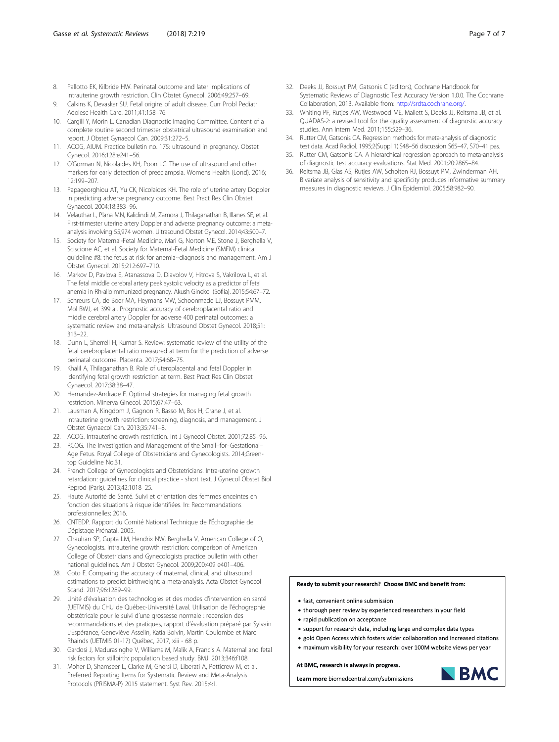8. Pallotto EK, Kilbride HW. Perinatal outcome and later implications of intrauterine growth restriction. Clin Obstet Gynecol. 2006;49:257–69.
9. Calkins K, Devaskar SU. Fetal origins of adult disease. Curr Probl Pediatr Adolesc Health Care. 2011;41:158–76.
10. Cargill Y, Morin L, Canadian Diagnostic Imaging Committee. Content of a complete routine second trimester obstetrical ultrasound examination and report. J Obstet Gynaecol Can. 2009;31:272–5.
11. ACOG, AIUM. Practice bulletin no. 175: ultrasound in pregnancy. Obstet Gynecol. 2016;128:e241–56.
12. O'Gorman N, Nicolaides KH, Poon LC. The use of ultrasound and other markers for early detection of preeclampsia. Womens Health (Lond). 2016; 12:199–207.
13. Papageorghiou AT, Yu CK, Nicolaides KH. The role of uterine artery Doppler in predicting adverse pregnancy outcome. Best Pract Res Clin Obstet Gynaecol. 2004;18:383–96.
14. Velauthar L, Plana MN, Kalidindi M, Zamora J, Thilaganathan B, Illanes SE, et al. First-trimester uterine artery Doppler and adverse pregnancy outcome: a meta-analysis involving 55,974 women. Ultrasound Obstet Gynecol. 2014;43:500–7.
15. Society for Maternal-Fetal Medicine, Mari G, Norton ME, Stone J, Berghella V, Sciscione AC, et al. Society for Maternal-Fetal Medicine (SMFM) clinical guideline #8: the fetus at risk for anemia--diagnosis and management. Am J Obstet Gynecol. 2015;212:697–710.
16. Markov D, Pavlova E, Atanassova D, Diavolov V, Hitrova S, Vakrilova L, et al. The fetal middle cerebral artery peak systolic velocity as a predictor of fetal anemia in Rh-alloimmunized pregnancy. Akush Ginekol (Sofiia). 2015;54:67–72.
17. Schreurs CA, de Boer MA, Heymans MW, Schoonmade LJ, Bossuyt PMM, Mol BWJ, et 399 al. Prognostic accuracy of cerebroplacental ratio and middle cerebral artery Doppler for adverse 400 perinatal outcomes: a systematic review and meta-analysis. Ultrasound Obstet Gynecol. 2018;51: 313–22.
18. Dunn L, Sherrell H, Kumar S. Review: systematic review of the utility of the fetal cerebroplacental ratio measured at term for the prediction of adverse perinatal outcome. Placenta. 2017;54:68–75.
19. Khalil A, Thilaganathan B. Role of uteroplacental and fetal Doppler in identifying fetal growth restriction at term. Best Pract Res Clin Obstet Gynaecol. 2017;38:38–47.
20. Hernandez-Andrade E. Optimal strategies for managing fetal growth restriction. Minerva Ginecol. 2015;67:47–63.
21. Lausman A, Kingdom J, Gagnon R, Basso M, Bos H, Crane J, et al. Intrauterine growth restriction: screening, diagnosis, and management. J Obstet Gynaecol Can. 2013;35:741–8.
22. ACOG. Intrauterine growth restriction. Int J Gynecol Obstet. 2001;72:85–96.
23. RCOG. The Investigation and Management of the Small–for–Gestational–Age Fetus. Royal College of Obstetricians and Gynecologists. 2014;Green-top Guideline No.31.
24. French College of Gynecologists and Obstetricians. Intra-uterine growth retardation: guidelines for clinical practice - short text. J Gynecol Obstet Biol Reprod (Paris). 2013;42:1018–25.
25. Haute Autorité de Santé. Suivi et orientation des femmes enceintes en fonction des situations à risque identifiées. In: Recommandations professionnelles; 2016.
26. CNTEDP. Rapport du Comité National Technique de l'Échographie de Dépistage Prénatal. 2005.
27. Chauhan SP, Gupta LM, Hendrix NW, Berghella V, American College of O, Gynecologists. Intrauterine growth restriction: comparison of American College of Obstetricians and Gynecologists practice bulletin with other national guidelines. Am J Obstet Gynecol. 2009;200:409 e401–406.
28. Goto E. Comparing the accuracy of maternal, clinical, and ultrasound estimations to predict birthweight: a meta-analysis. Acta Obstet Gynecol Scand. 2017;96:1289–99.
29. Unité d'évaluation des technologies et des modes d'intervention en santé (UETMIS) du CHU de Québec-Université Laval. Utilisation de l'échographie obstétricale pour le suivi d'une grossesse normale : recension des recommandations et des pratiques, rapport d'évaluation préparé par Sylvain L'Espérance, Geneviève Asselin, Katia Boivin, Martin Coulombe et Marc Rhainds (UETMIS 01-17) Québec, 2017, xiii - 68 p.
30. Gardosi J, Madurasinghe V, Williams M, Malik A, Francis A. Maternal and fetal risk factors for stillbirth: population based study. BMJ. 2013;346:f108.
31. Moher D, Shamseer L, Clarke M, Ghersi D, Liberati A, Petticrew M, et al. Preferred Reporting Items for Systematic Review and Meta-Analysis Protocols (PRISMA-P) 2015 statement. Syst Rev. 2015;4:1.
32. Deeks JJ, Bossuyt PM, Gatsonis C (editors), Cochrane Handbook for Systematic Reviews of Diagnostic Test Accuracy Version 1.0.0. The Cochrane Collaboration, 2013. Available from: http://srdta.cochrane.org/.
33. Whiting PF, Rutjes AW, Westwood ME, Mallett S, Deeks JJ, Reitsma JB, et al. QUADAS-2: a revised tool for the quality assessment of diagnostic accuracy studies. Ann Intern Med. 2011;155:529–36.
34. Rutter CM, Gatsonis CA. Regression methods for meta-analysis of diagnostic test data. Acad Radiol. 1995;2(Suppl 1):S48–56 discussion S65–47, S70–41 pas.
35. Rutter CM, Gatsonis CA. A hierarchical regression approach to meta-analysis of diagnostic test accuracy evaluations. Stat Med. 2001;20:2865–84.
36. Reitsma JB, Glas AS, Rutjes AW, Scholten RJ, Bossuyt PM, Zwinderman AH. Bivariate analysis of sensitivity and specificity produces informative summary measures in diagnostic reviews. J Clin Epidemiol. 2005;58:982–90.

**Ready to submit your research? Choose BMC and benefit from:**

- fast, convenient online submission
- thorough peer review by experienced researchers in your field
- rapid publication on acceptance
- support for research data, including large and complex data types
- gold Open Access which fosters wider collaboration and increased citations
- maximum visibility for your research: over 100M website views per year

**At BMC, research is always in progress.**

**Learn more** biomedcentral.com/submissions

BMC